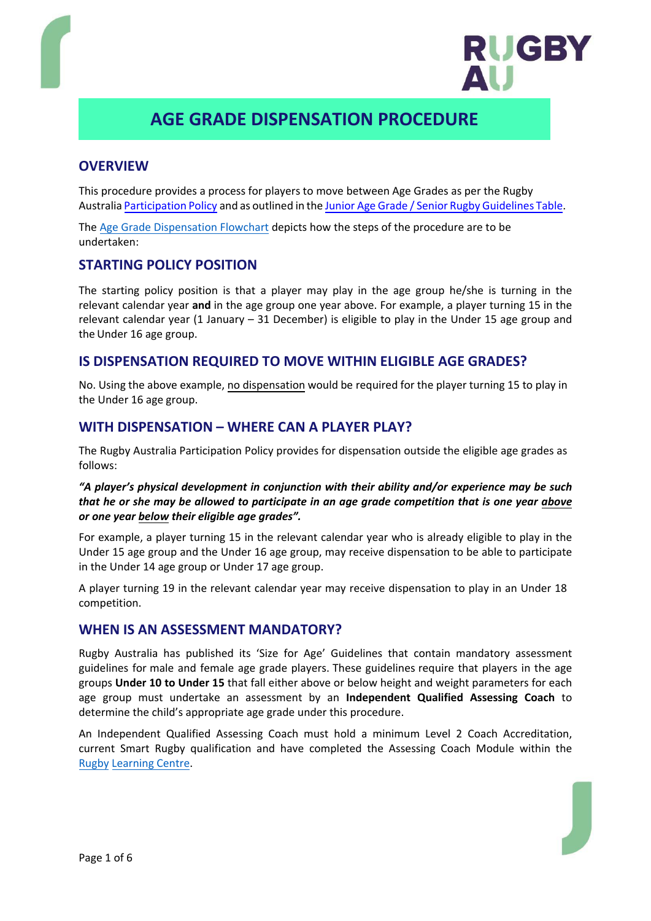# AGE GRADE DISPENSATION PROCEDURE

## OVERVIEW

This procedure provides a process for players to move between Age Grades as per the Rugby Australia Participation Policy and as outlined in the Junior Age Grade / Senior Rugby Guidelines Table.

The Age Grade Dispensation Flowchart depicts how the steps of the procedure are to be undertaken:

## STARTING POLICY POSITION

The starting policy position is that a player may play in the age group he/she is turning in the relevant calendar year **and** in the age group one year above. For example, a player turning 15 in the relevant calendar year (1 January – 31 December) is eligible to play in the Under 15 age group and the Under 16 age group.

## IS DISPENSATION REQUIRED TO MOVE WITHIN ELIGIBLE AGE GRADES?

No. Using the above example, no dispensation would be required for the player turning 15 to play in the Under 16 age group.

## WITH DISPENSATION – WHERE CAN A PLAYER PLAY?

The Rugby Australia Participation Policy provides for dispensation outside the eligible age grades as follows:

***"A player's physical development in conjunction with their ability and/or experience may be such that he or she may be allowed to participate in an age grade competition that is one year above or one year below their eligible age grades".***

For example, a player turning 15 in the relevant calendar year who is already eligible to play in the Under 15 age group and the Under 16 age group, may receive dispensation to be able to participate in the Under 14 age group or Under 17 age group.

A player turning 19 in the relevant calendar year may receive dispensation to play in an Under 18 competition.

## WHEN IS AN ASSESSMENT MANDATORY?

Rugby Australia has published its 'Size for Age' Guidelines that contain mandatory assessment guidelines for male and female age grade players. These guidelines require that players in the age groups **Under 10 to Under 15** that fall either above or below height and weight parameters for each age group must undertake an assessment by an **Independent Qualified Assessing Coach** to determine the child's appropriate age grade under this procedure.

An Independent Qualified Assessing Coach must hold a minimum Level 2 Coach Accreditation, current Smart Rugby qualification and have completed the Assessing Coach Module within the Rugby Learning Centre.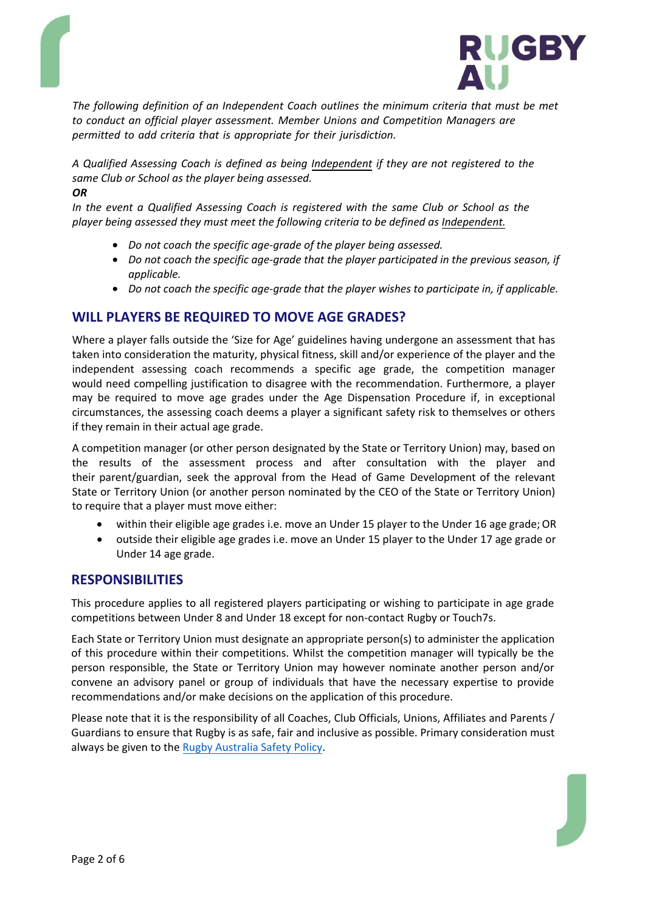*The following definition of an Independent Coach outlines the minimum criteria that must be met to conduct an official player assessment. Member Unions and Competition Managers are permitted to add criteria that is appropriate for their jurisdiction.*

*A Qualified Assessing Coach is defined as being Independent if they are not registered to the same Club or School as the player being assessed.*

***OR***

*In the event a Qualified Assessing Coach is registered with the same Club or School as the player being assessed they must meet the following criteria to be defined as Independent.*

- *Do not coach the specific age-grade of the player being assessed.*
- *Do not coach the specific age-grade that the player participated in the previous season, if applicable.*
- *Do not coach the specific age-grade that the player wishes to participate in, if applicable.*

## WILL PLAYERS BE REQUIRED TO MOVE AGE GRADES?

Where a player falls outside the 'Size for Age' guidelines having undergone an assessment that has taken into consideration the maturity, physical fitness, skill and/or experience of the player and the independent assessing coach recommends a specific age grade, the competition manager would need compelling justification to disagree with the recommendation. Furthermore, a player may be required to move age grades under the Age Dispensation Procedure if, in exceptional circumstances, the assessing coach deems a player a significant safety risk to themselves or others if they remain in their actual age grade.

A competition manager (or other person designated by the State or Territory Union) may, based on the results of the assessment process and after consultation with the player and their parent/guardian, seek the approval from the Head of Game Development of the relevant State or Territory Union (or another person nominated by the CEO of the State or Territory Union) to require that a player must move either:

- within their eligible age grades i.e. move an Under 15 player to the Under 16 age grade; OR
- outside their eligible age grades i.e. move an Under 15 player to the Under 17 age grade or Under 14 age grade.

## RESPONSIBILITIES

This procedure applies to all registered players participating or wishing to participate in age grade competitions between Under 8 and Under 18 except for non-contact Rugby or Touch7s.

Each State or Territory Union must designate an appropriate person(s) to administer the application of this procedure within their competitions. Whilst the competition manager will typically be the person responsible, the State or Territory Union may however nominate another person and/or convene an advisory panel or group of individuals that have the necessary expertise to provide recommendations and/or make decisions on the application of this procedure.

Please note that it is the responsibility of all Coaches, Club Officials, Unions, Affiliates and Parents / Guardians to ensure that Rugby is as safe, fair and inclusive as possible. Primary consideration must always be given to the Rugby Australia Safety Policy.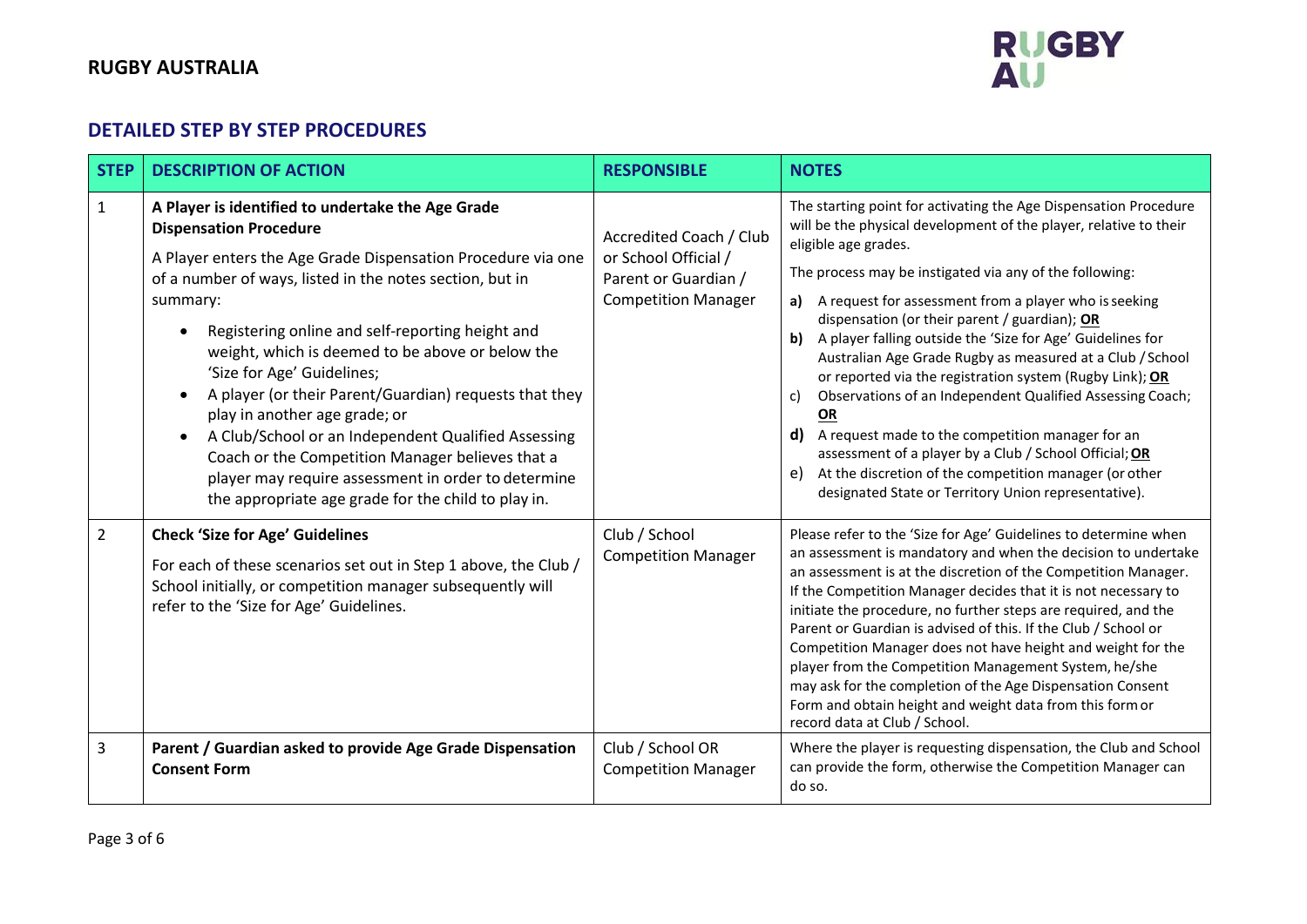## DETAILED STEP BY STEP PROCEDURES

| STEP | DESCRIPTION OF ACTION | RESPONSIBLE | NOTES |
|---|---|---|---|
| 1 | **A Player is identified to undertake the Age Grade Dispensation Procedure**<br><br>A Player enters the Age Grade Dispensation Procedure via one of a number of ways, listed in the notes section, but in summary:<br>• Registering online and self-reporting height and weight, which is deemed to be above or below the 'Size for Age' Guidelines;<br>• A player (or their Parent/Guardian) requests that they play in another age grade; or<br>• A Club/School or an Independent Qualified Assessing Coach or the Competition Manager believes that a player may require assessment in order to determine the appropriate age grade for the child to play in. | Accredited Coach / Club or School Official / Parent or Guardian / Competition Manager | The starting point for activating the Age Dispensation Procedure will be the physical development of the player, relative to their eligible age grades.<br><br>The process may be instigated via any of the following:<br>**a)** A request for assessment from a player who is seeking dispensation (or their parent / guardian); **OR**<br>**b)** A player falling outside the 'Size for Age' Guidelines for Australian Age Grade Rugby as measured at a Club / School or reported via the registration system (Rugby Link); **OR**<br>c) Observations of an Independent Qualified Assessing Coach; **OR**<br>**d)** A request made to the competition manager for an assessment of a player by a Club / School Official; **OR**<br>e) At the discretion of the competition manager (or other designated State or Territory Union representative). |
| 2 | **Check 'Size for Age' Guidelines**<br><br>For each of these scenarios set out in Step 1 above, the Club / School initially, or competition manager subsequently will refer to the 'Size for Age' Guidelines. | Club / School Competition Manager | Please refer to the 'Size for Age' Guidelines to determine when an assessment is mandatory and when the decision to undertake an assessment is at the discretion of the Competition Manager. If the Competition Manager decides that it is not necessary to initiate the procedure, no further steps are required, and the Parent or Guardian is advised of this. If the Club / School or Competition Manager does not have height and weight for the player from the Competition Management System, he/she may ask for the completion of the Age Dispensation Consent Form and obtain height and weight data from this form or record data at Club / School. |
| 3 | **Parent / Guardian asked to provide Age Grade Dispensation Consent Form** | Club / School OR Competition Manager | Where the player is requesting dispensation, the Club and School can provide the form, otherwise the Competition Manager can do so. |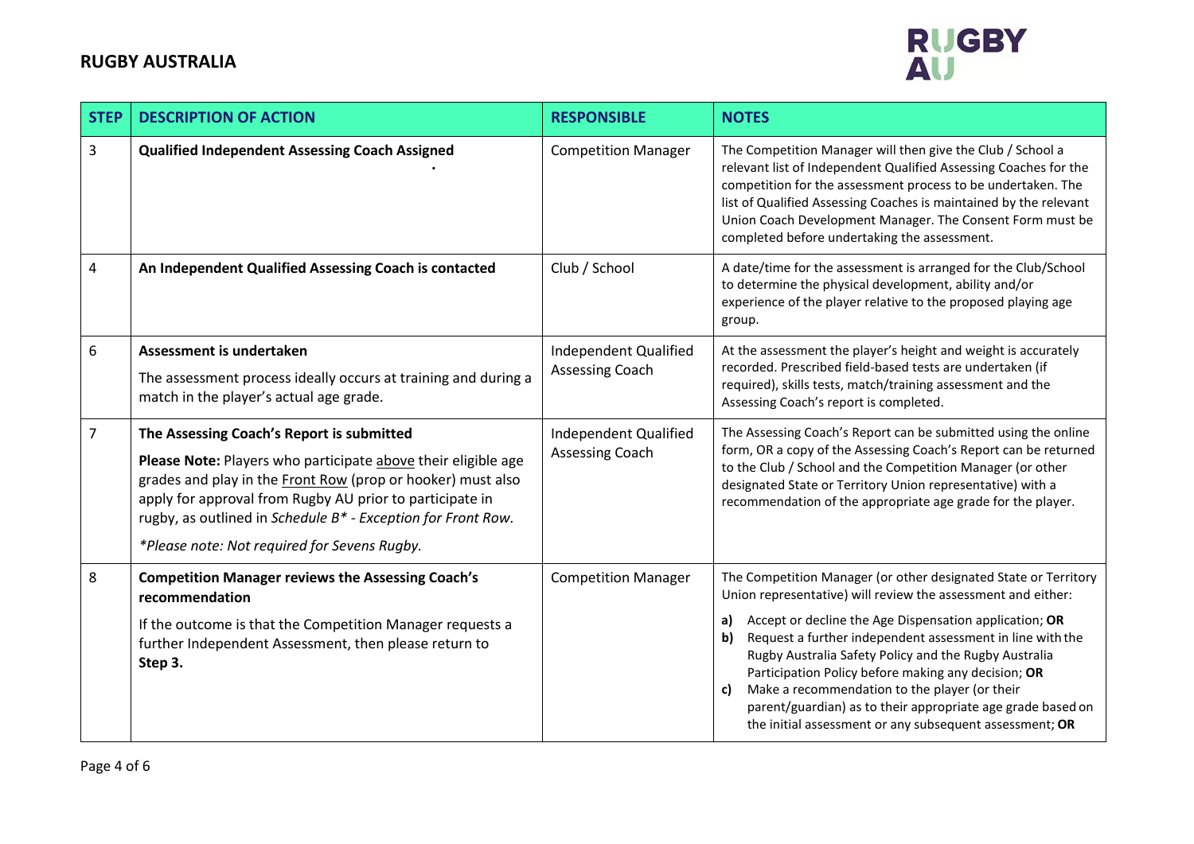| STEP | DESCRIPTION OF ACTION | RESPONSIBLE | NOTES |
|---|---|---|---|
| 3 | **Qualified Independent Assessing Coach Assigned** | Competition Manager | The Competition Manager will then give the Club / School a relevant list of Independent Qualified Assessing Coaches for the competition for the assessment process to be undertaken. The list of Qualified Assessing Coaches is maintained by the relevant Union Coach Development Manager. The Consent Form must be completed before undertaking the assessment. |
| 4 | **An Independent Qualified Assessing Coach is contacted** | Club / School | A date/time for the assessment is arranged for the Club/School to determine the physical development, ability and/or experience of the player relative to the proposed playing age group. |
| 6 | **Assessment is undertaken**<br><br>The assessment process ideally occurs at training and during a match in the player's actual age grade. | Independent Qualified Assessing Coach | At the assessment the player's height and weight is accurately recorded. Prescribed field-based tests are undertaken (if required), skills tests, match/training assessment and the Assessing Coach's report is completed. |
| 7 | **The Assessing Coach's Report is submitted**<br><br>**Please Note:** Players who participate above their eligible age grades and play in the Front Row (prop or hooker) must also apply for approval from Rugby AU prior to participate in rugby, as outlined in *Schedule B\* - Exception for Front Row*.<br><br>*\*Please note: Not required for Sevens Rugby.* | Independent Qualified Assessing Coach | The Assessing Coach's Report can be submitted using the online form, OR a copy of the Assessing Coach's Report can be returned to the Club / School and the Competition Manager (or other designated State or Territory Union representative) with a recommendation of the appropriate age grade for the player. |
| 8 | **Competition Manager reviews the Assessing Coach's recommendation**<br><br>If the outcome is that the Competition Manager requests a further Independent Assessment, then please return to **Step 3.** | Competition Manager | The Competition Manager (or other designated State or Territory Union representative) will review the assessment and either:<br><br>**a)** Accept or decline the Age Dispensation application; **OR**<br>**b)** Request a further independent assessment in line with the Rugby Australia Safety Policy and the Rugby Australia Participation Policy before making any decision; **OR**<br>**c)** Make a recommendation to the player (or their parent/guardian) as to their appropriate age grade based on the initial assessment or any subsequent assessment; **OR** |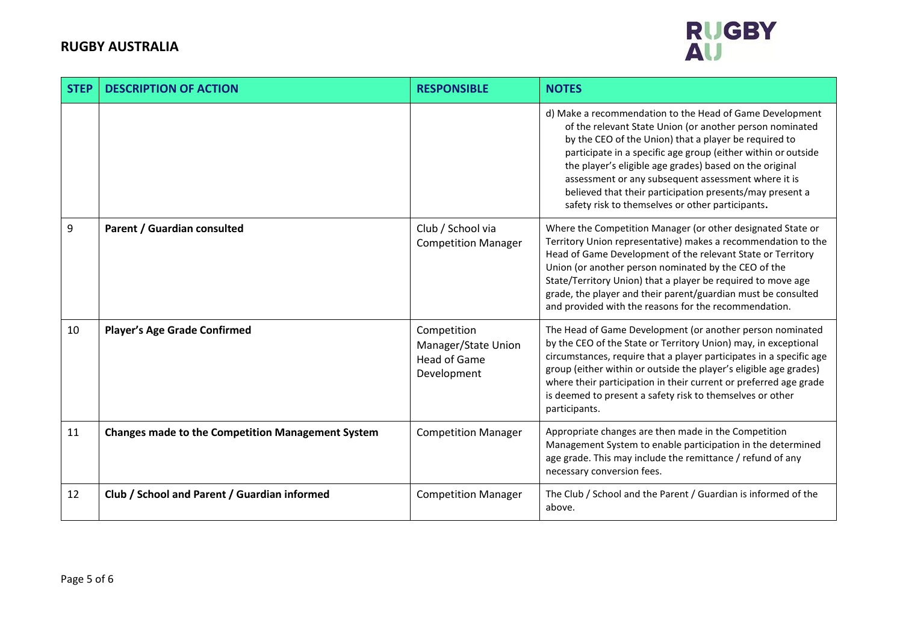| STEP | DESCRIPTION OF ACTION | RESPONSIBLE | NOTES |
|---|---|---|---|
| | | | d) Make a recommendation to the Head of Game Development of the relevant State Union (or another person nominated by the CEO of the Union) that a player be required to participate in a specific age group (either within or outside the player's eligible age grades) based on the original assessment or any subsequent assessment where it is believed that their participation presents/may present a safety risk to themselves or other participants. |
| 9 | **Parent / Guardian consulted** | Club / School via Competition Manager | Where the Competition Manager (or other designated State or Territory Union representative) makes a recommendation to the Head of Game Development of the relevant State or Territory Union (or another person nominated by the CEO of the State/Territory Union) that a player be required to move age grade, the player and their parent/guardian must be consulted and provided with the reasons for the recommendation. |
| 10 | **Player's Age Grade Confirmed** | Competition Manager/State Union Head of Game Development | The Head of Game Development (or another person nominated by the CEO of the State or Territory Union) may, in exceptional circumstances, require that a player participates in a specific age group (either within or outside the player's eligible age grades) where their participation in their current or preferred age grade is deemed to present a safety risk to themselves or other participants. |
| 11 | **Changes made to the Competition Management System** | Competition Manager | Appropriate changes are then made in the Competition Management System to enable participation in the determined age grade. This may include the remittance / refund of any necessary conversion fees. |
| 12 | **Club / School and Parent / Guardian informed** | Competition Manager | The Club / School and the Parent / Guardian is informed of the above. |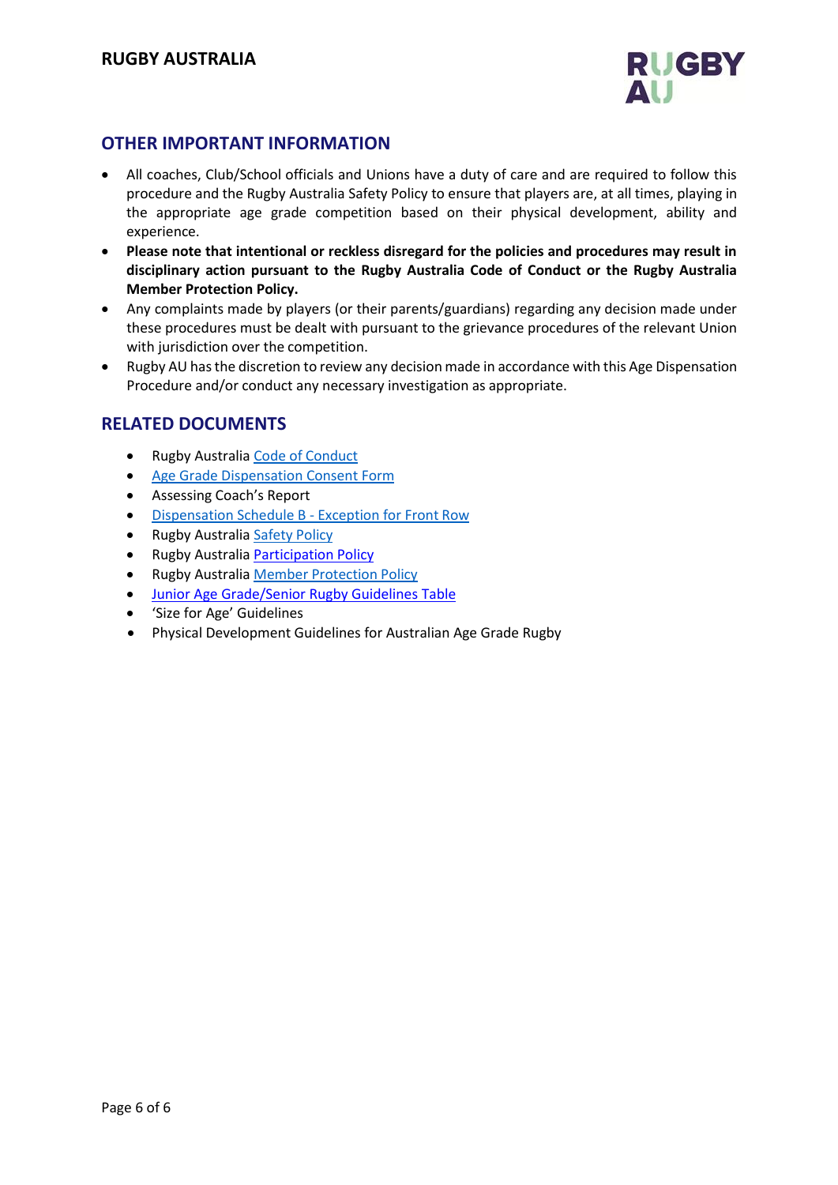## OTHER IMPORTANT INFORMATION

- All coaches, Club/School officials and Unions have a duty of care and are required to follow this procedure and the Rugby Australia Safety Policy to ensure that players are, at all times, playing in the appropriate age grade competition based on their physical development, ability and experience.
- **Please note that intentional or reckless disregard for the policies and procedures may result in disciplinary action pursuant to the Rugby Australia Code of Conduct or the Rugby Australia Member Protection Policy.**
- Any complaints made by players (or their parents/guardians) regarding any decision made under these procedures must be dealt with pursuant to the grievance procedures of the relevant Union with jurisdiction over the competition.
- Rugby AU has the discretion to review any decision made in accordance with this Age Dispensation Procedure and/or conduct any necessary investigation as appropriate.

## RELATED DOCUMENTS

- Rugby Australia Code of Conduct
- Age Grade Dispensation Consent Form
- Assessing Coach's Report
- Dispensation Schedule B - Exception for Front Row
- Rugby Australia Safety Policy
- Rugby Australia Participation Policy
- Rugby Australia Member Protection Policy
- Junior Age Grade/Senior Rugby Guidelines Table
- 'Size for Age' Guidelines
- Physical Development Guidelines for Australian Age Grade Rugby